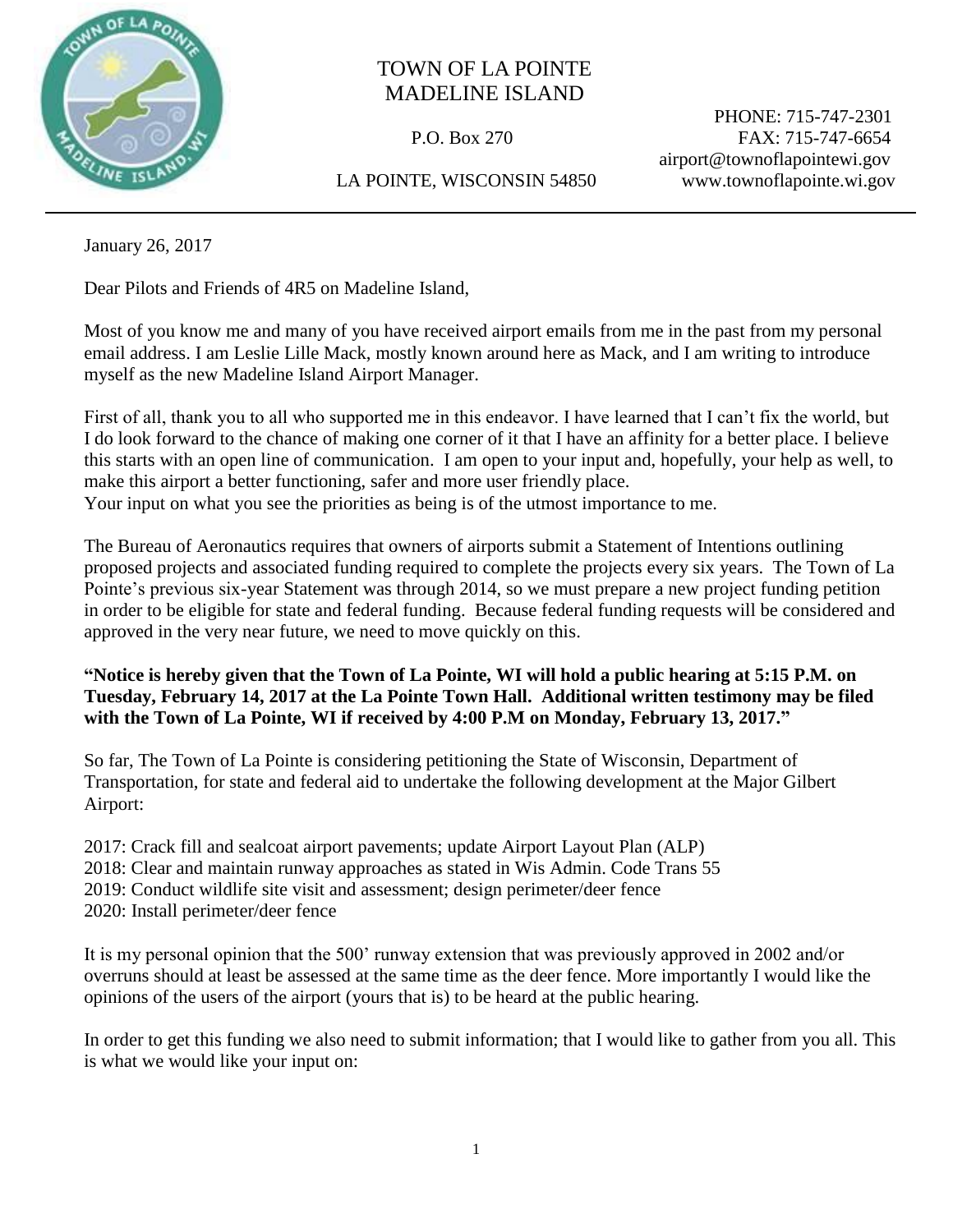# TOWN OF LA POINTE
# MADELINE ISLAND

P.O. Box 270

LA POINTE, WISCONSIN 54850

PHONE: 715-747-2301
FAX: 715-747-6654
airport@townoflapointewi.gov
www.townoflapointe.wi.gov

---

January 26, 2017

Dear Pilots and Friends of 4R5 on Madeline Island,

Most of you know me and many of you have received airport emails from me in the past from my personal email address. I am Leslie Lille Mack, mostly known around here as Mack, and I am writing to introduce myself as the new Madeline Island Airport Manager.

First of all, thank you to all who supported me in this endeavor. I have learned that I can't fix the world, but I do look forward to the chance of making one corner of it that I have an affinity for a better place. I believe this starts with an open line of communication. I am open to your input and, hopefully, your help as well, to make this airport a better functioning, safer and more user friendly place.
Your input on what you see the priorities as being is of the utmost importance to me.

The Bureau of Aeronautics requires that owners of airports submit a Statement of Intentions outlining proposed projects and associated funding required to complete the projects every six years. The Town of La Pointe's previous six-year Statement was through 2014, so we must prepare a new project funding petition in order to be eligible for state and federal funding. Because federal funding requests will be considered and approved in the very near future, we need to move quickly on this.

**"Notice is hereby given that the Town of La Pointe, WI will hold a public hearing at 5:15 P.M. on Tuesday, February 14, 2017 at the La Pointe Town Hall. Additional written testimony may be filed with the Town of La Pointe, WI if received by 4:00 P.M on Monday, February 13, 2017."**

So far, The Town of La Pointe is considering petitioning the State of Wisconsin, Department of Transportation, for state and federal aid to undertake the following development at the Major Gilbert Airport:

2017: Crack fill and sealcoat airport pavements; update Airport Layout Plan (ALP)
2018: Clear and maintain runway approaches as stated in Wis Admin. Code Trans 55
2019: Conduct wildlife site visit and assessment; design perimeter/deer fence
2020: Install perimeter/deer fence

It is my personal opinion that the 500' runway extension that was previously approved in 2002 and/or overruns should at least be assessed at the same time as the deer fence. More importantly I would like the opinions of the users of the airport (yours that is) to be heard at the public hearing.

In order to get this funding we also need to submit information; that I would like to gather from you all. This is what we would like your input on: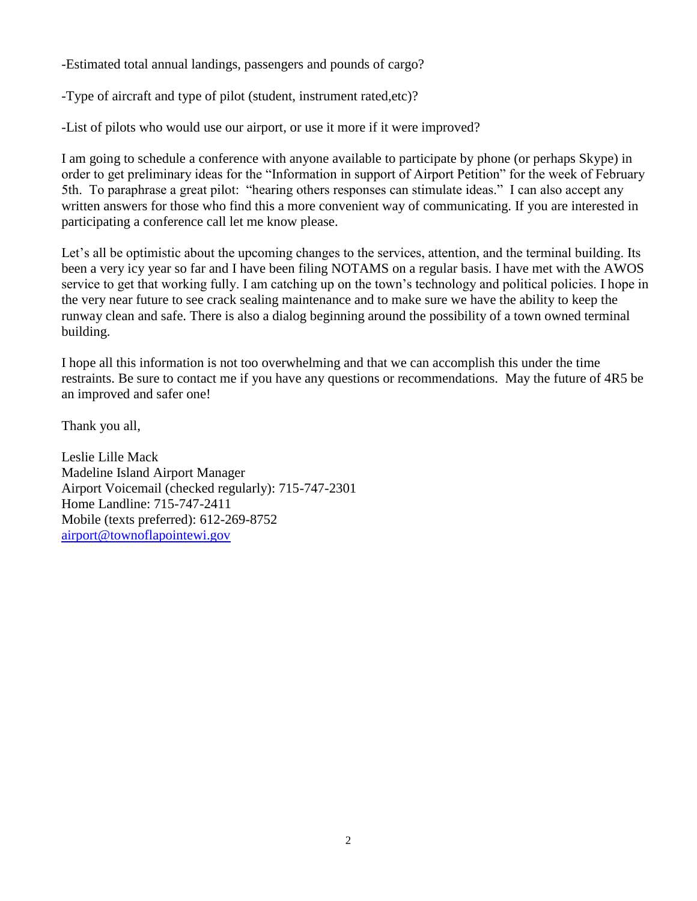-Estimated total annual landings, passengers and pounds of cargo?

-Type of aircraft and type of pilot (student, instrument rated,etc)?

-List of pilots who would use our airport, or use it more if it were improved?

I am going to schedule a conference with anyone available to participate by phone (or perhaps Skype) in order to get preliminary ideas for the "Information in support of Airport Petition" for the week of February 5th. To paraphrase a great pilot: "hearing others responses can stimulate ideas." I can also accept any written answers for those who find this a more convenient way of communicating. If you are interested in participating a conference call let me know please.

Let's all be optimistic about the upcoming changes to the services, attention, and the terminal building. Its been a very icy year so far and I have been filing NOTAMS on a regular basis. I have met with the AWOS service to get that working fully. I am catching up on the town's technology and political policies. I hope in the very near future to see crack sealing maintenance and to make sure we have the ability to keep the runway clean and safe. There is also a dialog beginning around the possibility of a town owned terminal building.

I hope all this information is not too overwhelming and that we can accomplish this under the time restraints. Be sure to contact me if you have any questions or recommendations. May the future of 4R5 be an improved and safer one!

Thank you all,

Leslie Lille Mack  
Madeline Island Airport Manager  
Airport Voicemail (checked regularly): 715-747-2301  
Home Landline: 715-747-2411  
Mobile (texts preferred): 612-269-8752  
[airport@townoflapointewi.gov](mailto:airport@townoflapointewi.gov)